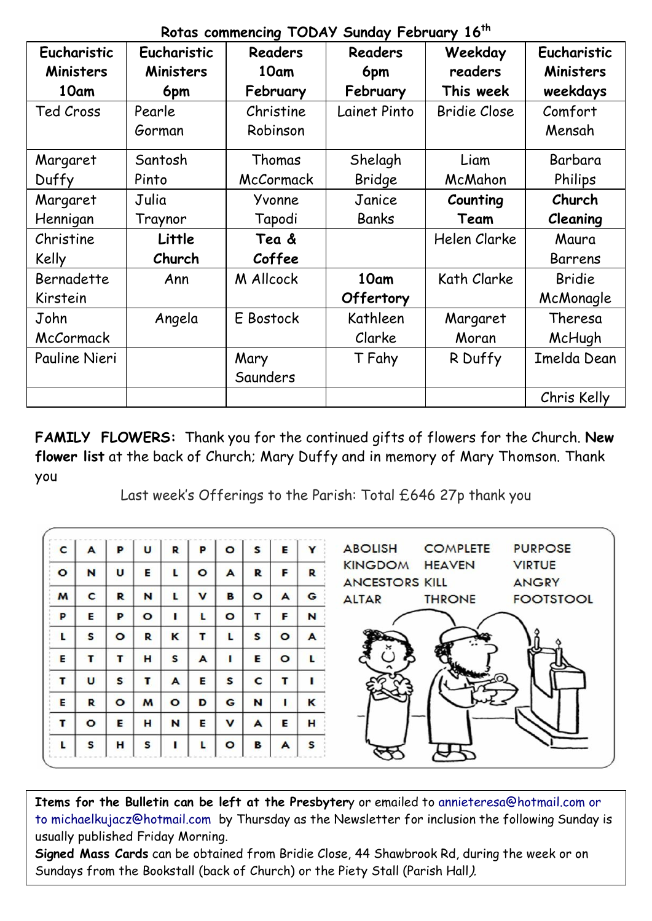## Rotas commencing TODAY Sunday February 16th

| Eucharistic Ministers 10am | Eucharistic Ministers 6pm | Readers 10am February | Readers 6pm February | Weekday readers This week | Eucharistic Ministers weekdays |
|---|---|---|---|---|---|
| Ted Cross | Pearle Gorman | Christine Robinson | Lainet Pinto | Bridie Close | Comfort Mensah |
| Margaret Duffy | Santosh Pinto | Thomas McCormack | Shelagh Bridge | Liam McMahon | Barbara Philips |
| Margaret Hennigan | Julia Traynor | Yvonne Tapodi | Janice Banks | **Counting Team** | **Church Cleaning** |
| Christine Kelly | **Little Church** | **Tea & Coffee** | | Helen Clarke | Maura Barrens |
| Bernadette Kirstein | Ann | M Allcock | **10am Offertory** | Kath Clarke | Bridie McMonagle |
| John McCormack | Angela | E Bostock | Kathleen Clarke | Margaret Moran | Theresa McHugh |
| Pauline Nieri | | Mary Saunders | T Fahy | R Duffy | Imelda Dean |
| | | | | | Chris Kelly |

**FAMILY FLOWERS:** Thank you for the continued gifts of flowers for the Church. **New flower list** at the back of Church; Mary Duffy and in memory of Mary Thomson. Thank you

Last week's Offerings to the Parish: Total £646 27p thank you

| | | | | | | | | | |
|---|---|---|---|---|---|---|---|---|---|
| C | A | P | U | R | P | O | S | E | Y |
| O | N | U | E | L | O | A | R | F | R |
| M | C | R | N | L | V | B | O | A | G |
| P | E | P | O | I | L | O | T | F | N |
| L | S | O | R | K | T | L | S | O | A |
| E | T | T | H | S | A | I | E | O | L |
| T | U | S | T | A | E | S | C | T | I |
| E | R | O | M | O | D | G | N | I | K |
| T | O | E | H | N | E | V | A | E | H |
| L | S | H | S | I | L | O | B | A | S |

ABOLISH, COMPLETE, PURPOSE, KINGDOM, HEAVEN, VIRTUE, ANCESTORS, KILL, ANGRY, ALTAR, THRONE, FOOTSTOOL

**Items for the Bulletin can be left at the Presbytery** or emailed to annieteresa@hotmail.com or to michaelkujacz@hotmail.com by Thursday as the Newsletter for inclusion the following Sunday is usually published Friday Morning.

**Signed Mass Cards** can be obtained from Bridie Close, 44 Shawbrook Rd, during the week or on Sundays from the Bookstall (back of Church) or the Piety Stall (Parish Hall).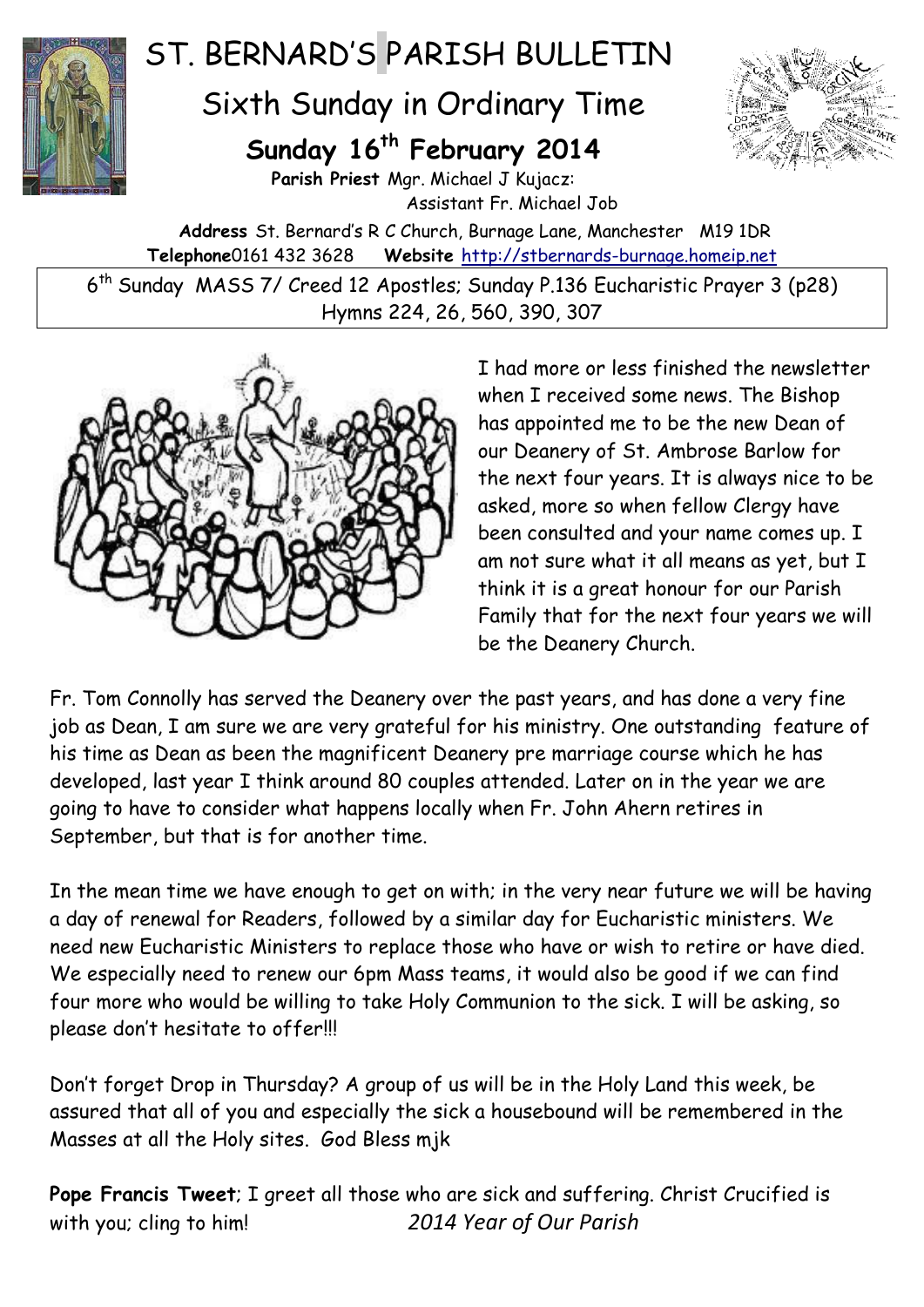# ST. BERNARD'S PARISH BULLETIN

## Sixth Sunday in Ordinary Time

## Sunday 16th February 2014

**Parish Priest** Mgr. Michael J Kujacz:
Assistant Fr. Michael Job

**Address** St. Bernard's R C Church, Burnage Lane, Manchester M19 1DR
**Telephone**0161 432 3628 **Website** http://stbernards-burnage.homeip.net

6th Sunday MASS 7/ Creed 12 Apostles; Sunday P.136 Eucharistic Prayer 3 (p28)
Hymns 224, 26, 560, 390, 307

I had more or less finished the newsletter when I received some news. The Bishop has appointed me to be the new Dean of our Deanery of St. Ambrose Barlow for the next four years. It is always nice to be asked, more so when fellow Clergy have been consulted and your name comes up. I am not sure what it all means as yet, but I think it is a great honour for our Parish Family that for the next four years we will be the Deanery Church.

Fr. Tom Connolly has served the Deanery over the past years, and has done a very fine job as Dean, I am sure we are very grateful for his ministry. One outstanding feature of his time as Dean as been the magnificent Deanery pre marriage course which he has developed, last year I think around 80 couples attended. Later on in the year we are going to have to consider what happens locally when Fr. John Ahern retires in September, but that is for another time.

In the mean time we have enough to get on with; in the very near future we will be having a day of renewal for Readers, followed by a similar day for Eucharistic ministers. We need new Eucharistic Ministers to replace those who have or wish to retire or have died. We especially need to renew our 6pm Mass teams, it would also be good if we can find four more who would be willing to take Holy Communion to the sick. I will be asking, so please don't hesitate to offer!!!

Don't forget Drop in Thursday? A group of us will be in the Holy Land this week, be assured that all of you and especially the sick a housebound will be remembered in the Masses at all the Holy sites. God Bless mjk

**Pope Francis Tweet**; I greet all those who are sick and suffering. Christ Crucified is with you; cling to him! *2014 Year of Our Parish*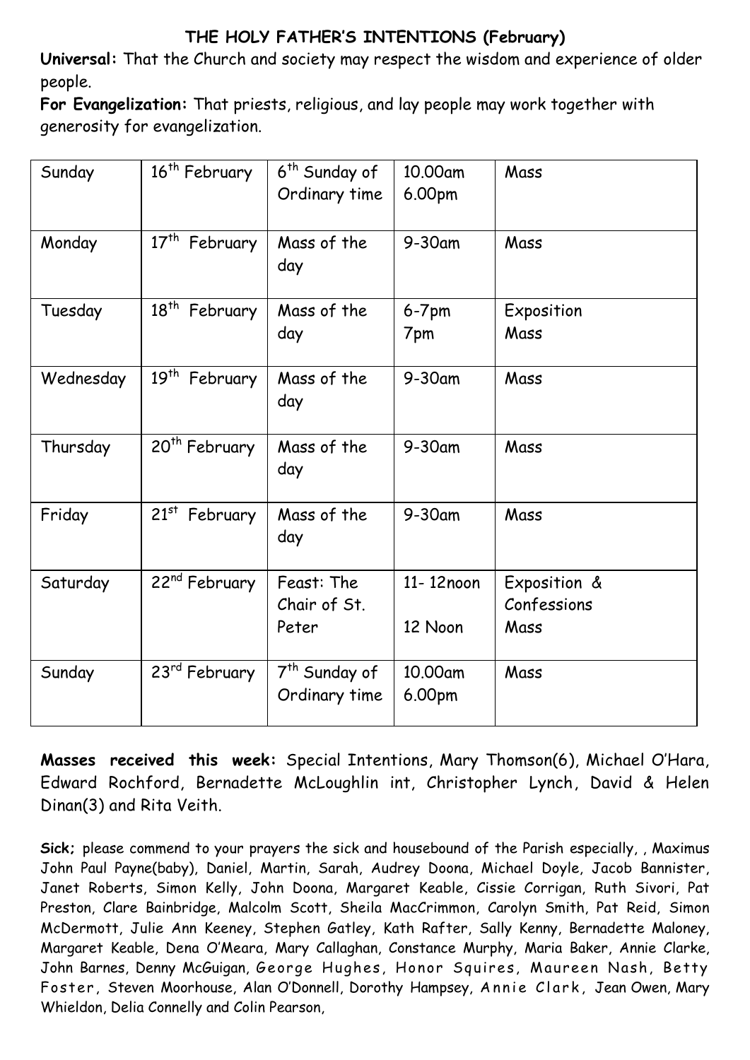## THE HOLY FATHER'S INTENTIONS (February)

**Universal:** That the Church and society may respect the wisdom and experience of older people.

**For Evangelization:** That priests, religious, and lay people may work together with generosity for evangelization.

| | | | | |
|---|---|---|---|---|
| Sunday | 16th February | 6th Sunday of Ordinary time | 10.00am<br>6.00pm | Mass |
| Monday | 17th February | Mass of the day | 9-30am | Mass |
| Tuesday | 18th February | Mass of the day | 6-7pm<br>7pm | Exposition<br>Mass |
| Wednesday | 19th February | Mass of the day | 9-30am | Mass |
| Thursday | 20th February | Mass of the day | 9-30am | Mass |
| Friday | 21st February | Mass of the day | 9-30am | Mass |
| Saturday | 22nd February | Feast: The Chair of St. Peter | 11- 12noon<br>12 Noon | Exposition & Confessions<br>Mass |
| Sunday | 23rd February | 7th Sunday of Ordinary time | 10.00am<br>6.00pm | Mass |

**Masses received this week:** Special Intentions, Mary Thomson(6), Michael O'Hara, Edward Rochford, Bernadette McLoughlin int, Christopher Lynch, David & Helen Dinan(3) and Rita Veith.

**Sick;** please commend to your prayers the sick and housebound of the Parish especially, , Maximus John Paul Payne(baby), Daniel, Martin, Sarah, Audrey Doona, Michael Doyle, Jacob Bannister, Janet Roberts, Simon Kelly, John Doona, Margaret Keable, Cissie Corrigan, Ruth Sivori, Pat Preston, Clare Bainbridge, Malcolm Scott, Sheila MacCrimmon, Carolyn Smith, Pat Reid, Simon McDermott, Julie Ann Keeney, Stephen Gatley, Kath Rafter, Sally Kenny, Bernadette Maloney, Margaret Keable, Dena O'Meara, Mary Callaghan, Constance Murphy, Maria Baker, Annie Clarke, John Barnes, Denny McGuigan, George Hughes, Honor Squires, Maureen Nash, Betty Foster, Steven Moorhouse, Alan O'Donnell, Dorothy Hampsey, Annie Clark, Jean Owen, Mary Whieldon, Delia Connelly and Colin Pearson,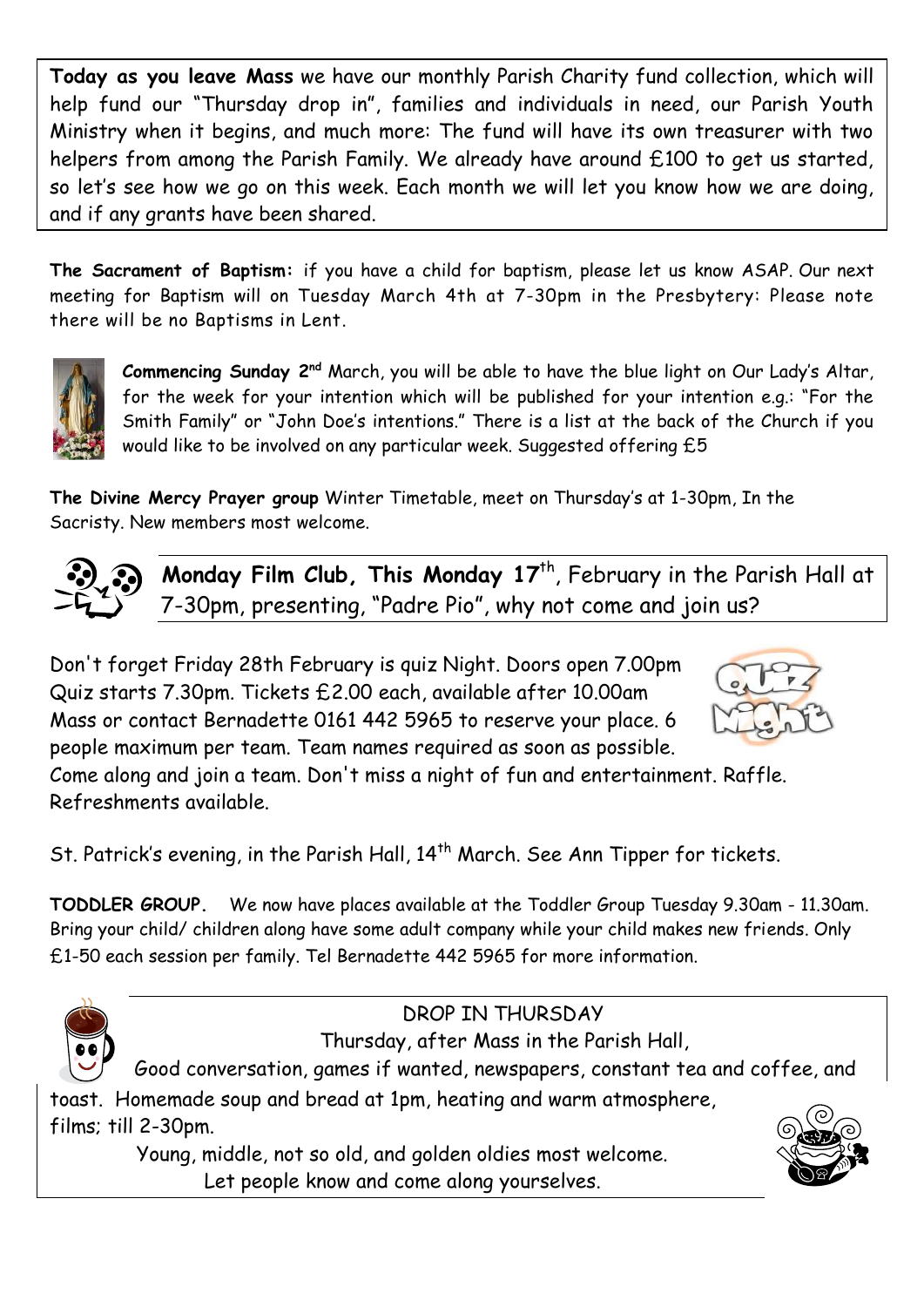**Today as you leave Mass** we have our monthly Parish Charity fund collection, which will help fund our "Thursday drop in", families and individuals in need, our Parish Youth Ministry when it begins, and much more: The fund will have its own treasurer with two helpers from among the Parish Family. We already have around £100 to get us started, so let's see how we go on this week. Each month we will let you know how we are doing, and if any grants have been shared.

**The Sacrament of Baptism:** if you have a child for baptism, please let us know ASAP. Our next meeting for Baptism will on Tuesday March 4th at 7-30pm in the Presbytery: Please note there will be no Baptisms in Lent.

**Commencing Sunday 2nd** March, you will be able to have the blue light on Our Lady's Altar, for the week for your intention which will be published for your intention e.g.: "For the Smith Family" or "John Doe's intentions." There is a list at the back of the Church if you would like to be involved on any particular week. Suggested offering £5

**The Divine Mercy Prayer group** Winter Timetable, meet on Thursday's at 1-30pm, In the Sacristy. New members most welcome.

**Monday Film Club, This Monday 17th**, February in the Parish Hall at 7-30pm, presenting, "Padre Pio", why not come and join us?

Don't forget Friday 28th February is quiz Night. Doors open 7.00pm Quiz starts 7.30pm. Tickets £2.00 each, available after 10.00am Mass or contact Bernadette 0161 442 5965 to reserve your place. 6 people maximum per team. Team names required as soon as possible. Come along and join a team. Don't miss a night of fun and entertainment. Raffle. Refreshments available.

St. Patrick's evening, in the Parish Hall, 14th March. See Ann Tipper for tickets.

**TODDLER GROUP.** We now have places available at the Toddler Group Tuesday 9.30am - 11.30am. Bring your child/ children along have some adult company while your child makes new friends. Only £1-50 each session per family. Tel Bernadette 442 5965 for more information.

DROP IN THURSDAY

Thursday, after Mass in the Parish Hall,

Good conversation, games if wanted, newspapers, constant tea and coffee, and toast. Homemade soup and bread at 1pm, heating and warm atmosphere, films; till 2-30pm.

Young, middle, not so old, and golden oldies most welcome.

Let people know and come along yourselves.